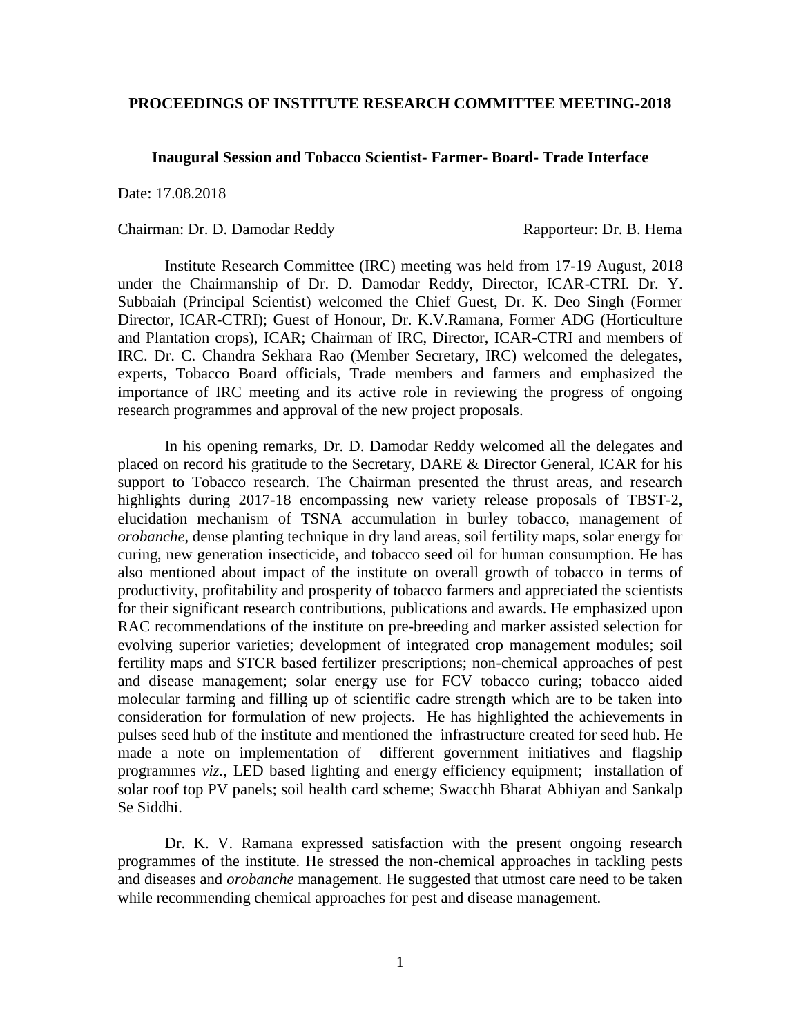# PROCEEDINGS OF INSTITUTE RESEARCH COMMITTEE MEETING-2018

## Inaugural Session and Tobacco Scientist- Farmer- Board- Trade Interface

Date: 17.08.2018

Chairman: Dr. D. Damodar Reddy Rapporteur: Dr. B. Hema

Institute Research Committee (IRC) meeting was held from 17-19 August, 2018 under the Chairmanship of Dr. D. Damodar Reddy, Director, ICAR-CTRI. Dr. Y. Subbaiah (Principal Scientist) welcomed the Chief Guest, Dr. K. Deo Singh (Former Director, ICAR-CTRI); Guest of Honour, Dr. K.V.Ramana, Former ADG (Horticulture and Plantation crops), ICAR; Chairman of IRC, Director, ICAR-CTRI and members of IRC. Dr. C. Chandra Sekhara Rao (Member Secretary, IRC) welcomed the delegates, experts, Tobacco Board officials, Trade members and farmers and emphasized the importance of IRC meeting and its active role in reviewing the progress of ongoing research programmes and approval of the new project proposals.

In his opening remarks, Dr. D. Damodar Reddy welcomed all the delegates and placed on record his gratitude to the Secretary, DARE & Director General, ICAR for his support to Tobacco research. The Chairman presented the thrust areas, and research highlights during 2017-18 encompassing new variety release proposals of TBST-2, elucidation mechanism of TSNA accumulation in burley tobacco, management of *orobanche*, dense planting technique in dry land areas, soil fertility maps, solar energy for curing, new generation insecticide, and tobacco seed oil for human consumption. He has also mentioned about impact of the institute on overall growth of tobacco in terms of productivity, profitability and prosperity of tobacco farmers and appreciated the scientists for their significant research contributions, publications and awards. He emphasized upon RAC recommendations of the institute on pre-breeding and marker assisted selection for evolving superior varieties; development of integrated crop management modules; soil fertility maps and STCR based fertilizer prescriptions; non-chemical approaches of pest and disease management; solar energy use for FCV tobacco curing; tobacco aided molecular farming and filling up of scientific cadre strength which are to be taken into consideration for formulation of new projects. He has highlighted the achievements in pulses seed hub of the institute and mentioned the infrastructure created for seed hub. He made a note on implementation of different government initiatives and flagship programmes *viz.*, LED based lighting and energy efficiency equipment; installation of solar roof top PV panels; soil health card scheme; Swacchh Bharat Abhiyan and Sankalp Se Siddhi.

Dr. K. V. Ramana expressed satisfaction with the present ongoing research programmes of the institute. He stressed the non-chemical approaches in tackling pests and diseases and *orobanche* management. He suggested that utmost care need to be taken while recommending chemical approaches for pest and disease management.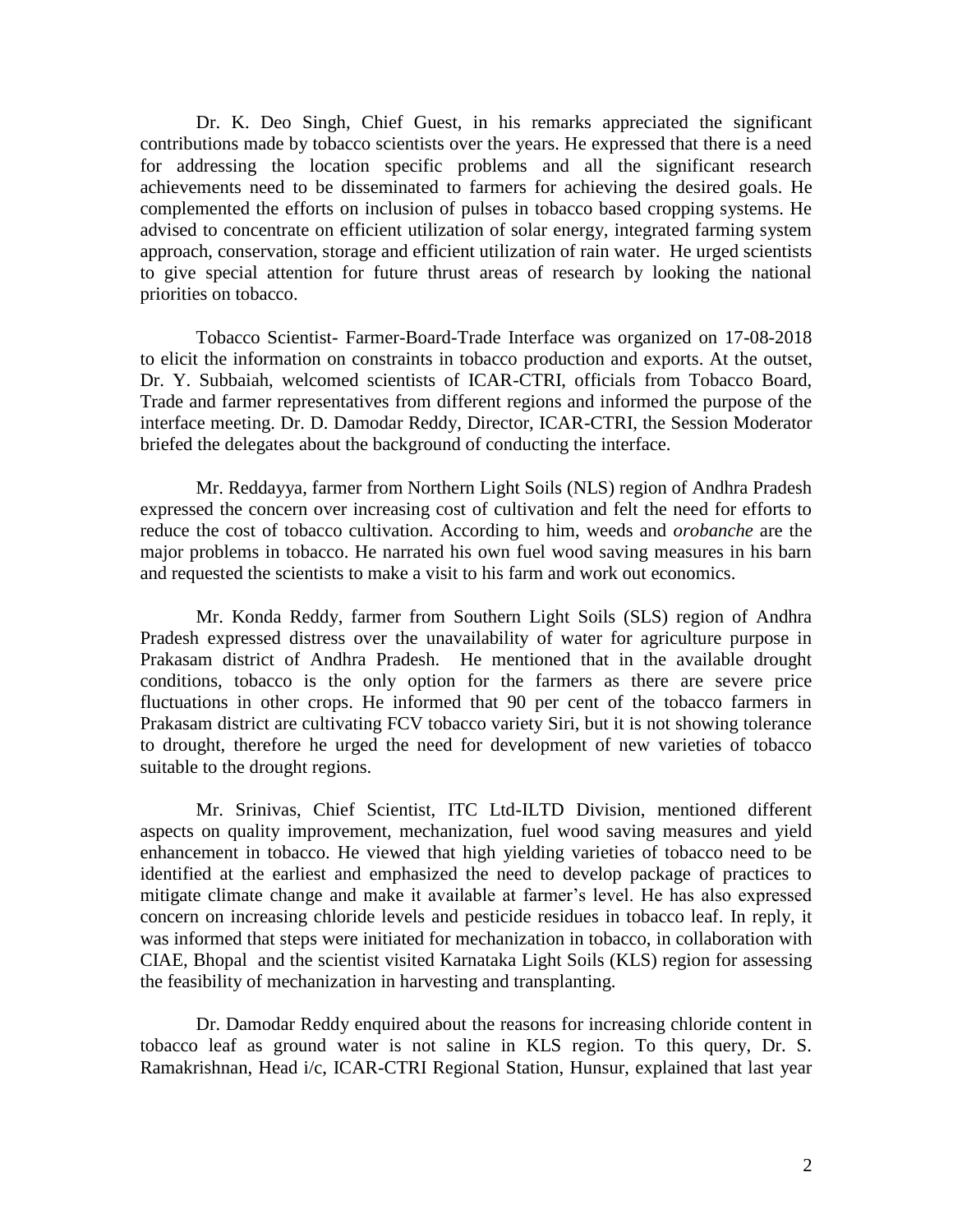Dr. K. Deo Singh, Chief Guest, in his remarks appreciated the significant contributions made by tobacco scientists over the years. He expressed that there is a need for addressing the location specific problems and all the significant research achievements need to be disseminated to farmers for achieving the desired goals. He complemented the efforts on inclusion of pulses in tobacco based cropping systems. He advised to concentrate on efficient utilization of solar energy, integrated farming system approach, conservation, storage and efficient utilization of rain water. He urged scientists to give special attention for future thrust areas of research by looking the national priorities on tobacco.

Tobacco Scientist- Farmer-Board-Trade Interface was organized on 17-08-2018 to elicit the information on constraints in tobacco production and exports. At the outset, Dr. Y. Subbaiah, welcomed scientists of ICAR-CTRI, officials from Tobacco Board, Trade and farmer representatives from different regions and informed the purpose of the interface meeting. Dr. D. Damodar Reddy, Director, ICAR-CTRI, the Session Moderator briefed the delegates about the background of conducting the interface.

Mr. Reddayya, farmer from Northern Light Soils (NLS) region of Andhra Pradesh expressed the concern over increasing cost of cultivation and felt the need for efforts to reduce the cost of tobacco cultivation. According to him, weeds and *orobanche* are the major problems in tobacco. He narrated his own fuel wood saving measures in his barn and requested the scientists to make a visit to his farm and work out economics.

Mr. Konda Reddy, farmer from Southern Light Soils (SLS) region of Andhra Pradesh expressed distress over the unavailability of water for agriculture purpose in Prakasam district of Andhra Pradesh. He mentioned that in the available drought conditions, tobacco is the only option for the farmers as there are severe price fluctuations in other crops. He informed that 90 per cent of the tobacco farmers in Prakasam district are cultivating FCV tobacco variety Siri, but it is not showing tolerance to drought, therefore he urged the need for development of new varieties of tobacco suitable to the drought regions.

Mr. Srinivas, Chief Scientist, ITC Ltd-ILTD Division, mentioned different aspects on quality improvement, mechanization, fuel wood saving measures and yield enhancement in tobacco. He viewed that high yielding varieties of tobacco need to be identified at the earliest and emphasized the need to develop package of practices to mitigate climate change and make it available at farmer's level. He has also expressed concern on increasing chloride levels and pesticide residues in tobacco leaf. In reply, it was informed that steps were initiated for mechanization in tobacco, in collaboration with CIAE, Bhopal and the scientist visited Karnataka Light Soils (KLS) region for assessing the feasibility of mechanization in harvesting and transplanting.

Dr. Damodar Reddy enquired about the reasons for increasing chloride content in tobacco leaf as ground water is not saline in KLS region. To this query, Dr. S. Ramakrishnan, Head i/c, ICAR-CTRI Regional Station, Hunsur, explained that last year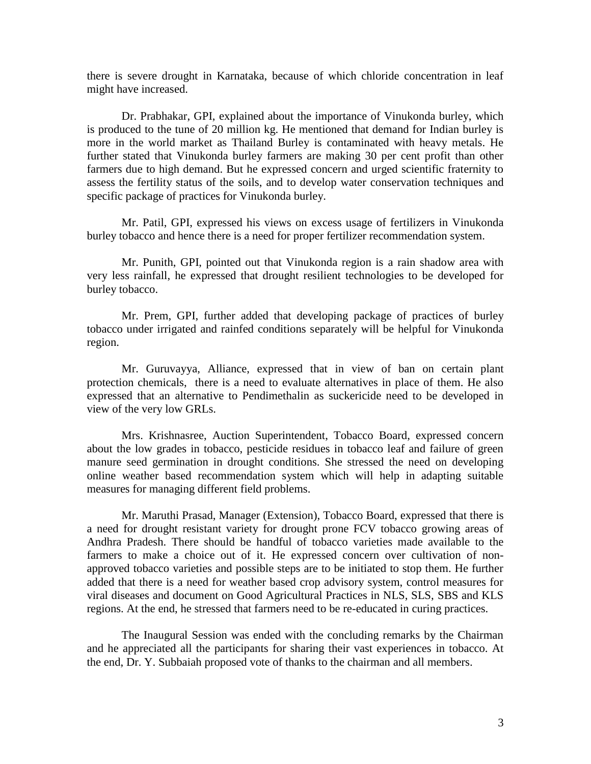there is severe drought in Karnataka, because of which chloride concentration in leaf might have increased.

Dr. Prabhakar, GPI, explained about the importance of Vinukonda burley, which is produced to the tune of 20 million kg. He mentioned that demand for Indian burley is more in the world market as Thailand Burley is contaminated with heavy metals. He further stated that Vinukonda burley farmers are making 30 per cent profit than other farmers due to high demand. But he expressed concern and urged scientific fraternity to assess the fertility status of the soils, and to develop water conservation techniques and specific package of practices for Vinukonda burley.

Mr. Patil, GPI, expressed his views on excess usage of fertilizers in Vinukonda burley tobacco and hence there is a need for proper fertilizer recommendation system.

Mr. Punith, GPI, pointed out that Vinukonda region is a rain shadow area with very less rainfall, he expressed that drought resilient technologies to be developed for burley tobacco.

Mr. Prem, GPI, further added that developing package of practices of burley tobacco under irrigated and rainfed conditions separately will be helpful for Vinukonda region.

Mr. Guruvayya, Alliance, expressed that in view of ban on certain plant protection chemicals, there is a need to evaluate alternatives in place of them. He also expressed that an alternative to Pendimethalin as suckericide need to be developed in view of the very low GRLs.

Mrs. Krishnasree, Auction Superintendent, Tobacco Board, expressed concern about the low grades in tobacco, pesticide residues in tobacco leaf and failure of green manure seed germination in drought conditions. She stressed the need on developing online weather based recommendation system which will help in adapting suitable measures for managing different field problems.

Mr. Maruthi Prasad, Manager (Extension), Tobacco Board, expressed that there is a need for drought resistant variety for drought prone FCV tobacco growing areas of Andhra Pradesh. There should be handful of tobacco varieties made available to the farmers to make a choice out of it. He expressed concern over cultivation of non-approved tobacco varieties and possible steps are to be initiated to stop them. He further added that there is a need for weather based crop advisory system, control measures for viral diseases and document on Good Agricultural Practices in NLS, SLS, SBS and KLS regions. At the end, he stressed that farmers need to be re-educated in curing practices.

The Inaugural Session was ended with the concluding remarks by the Chairman and he appreciated all the participants for sharing their vast experiences in tobacco. At the end, Dr. Y. Subbaiah proposed vote of thanks to the chairman and all members.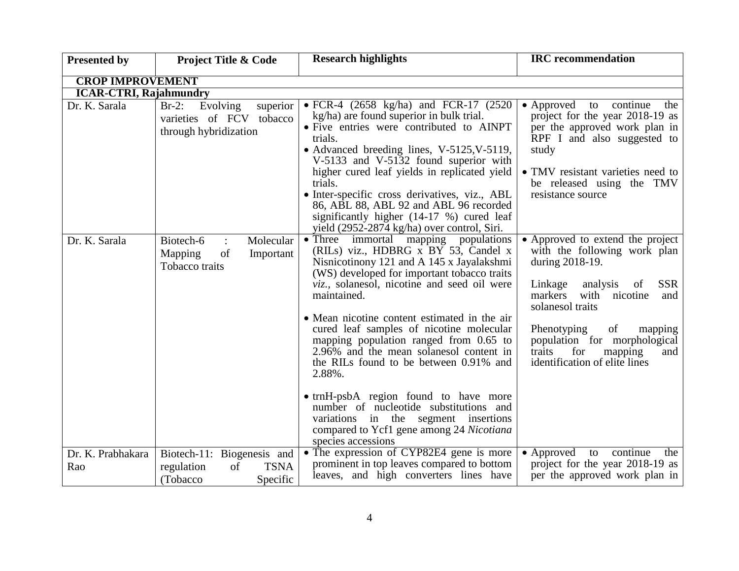| Presented by | Project Title & Code | Research highlights | IRC recommendation |
|---|---|---|---|
| **CROP IMPROVEMENT** | | | |
| **ICAR-CTRI, Rajahmundry** | | | |
| Dr. K. Sarala | Br-2: Evolving superior varieties of FCV tobacco through hybridization | • FCR-4 (2658 kg/ha) and FCR-17 (2520 kg/ha) are found superior in bulk trial.<br>• Five entries were contributed to AINPT trials.<br>• Advanced breeding lines, V-5125,V-5119, V-5133 and V-5132 found superior with higher cured leaf yields in replicated yield trials.<br>• Inter-specific cross derivatives, viz., ABL 86, ABL 88, ABL 92 and ABL 96 recorded significantly higher (14-17 %) cured leaf yield (2952-2874 kg/ha) over control, Siri. | • Approved to continue the project for the year 2018-19 as per the approved work plan in RPF I and also suggested to study<br>• TMV resistant varieties need to be released using the TMV resistance source |
| Dr. K. Sarala | Biotech-6 : Molecular Mapping of Important Tobacco traits | • Three immortal mapping populations (RILs) viz., HDBRG x BY 53, Candel x Nisnicotinony 121 and A 145 x Jayalakshmi (WS) developed for important tobacco traits *viz.*, solanesol, nicotine and seed oil were maintained.<br>• Mean nicotine content estimated in the air cured leaf samples of nicotine molecular mapping population ranged from 0.65 to 2.96% and the mean solanesol content in the RILs found to be between 0.91% and 2.88%.<br>• trnH-psbA region found to have more number of nucleotide substitutions and variations in the segment insertions compared to Ycf1 gene among 24 *Nicotiana* species accessions | • Approved to extend the project with the following work plan during 2018-19.<br>Linkage analysis of SSR markers with nicotine and solanesol traits<br>Phenotyping of mapping population for morphological traits for mapping and identification of elite lines |
| Dr. K. Prabhakara Rao | Biotech-11: Biogenesis and regulation of TSNA (Tobacco Specific | • The expression of CYP82E4 gene is more prominent in top leaves compared to bottom leaves, and high converters lines have | • Approved to continue the project for the year 2018-19 as per the approved work plan in |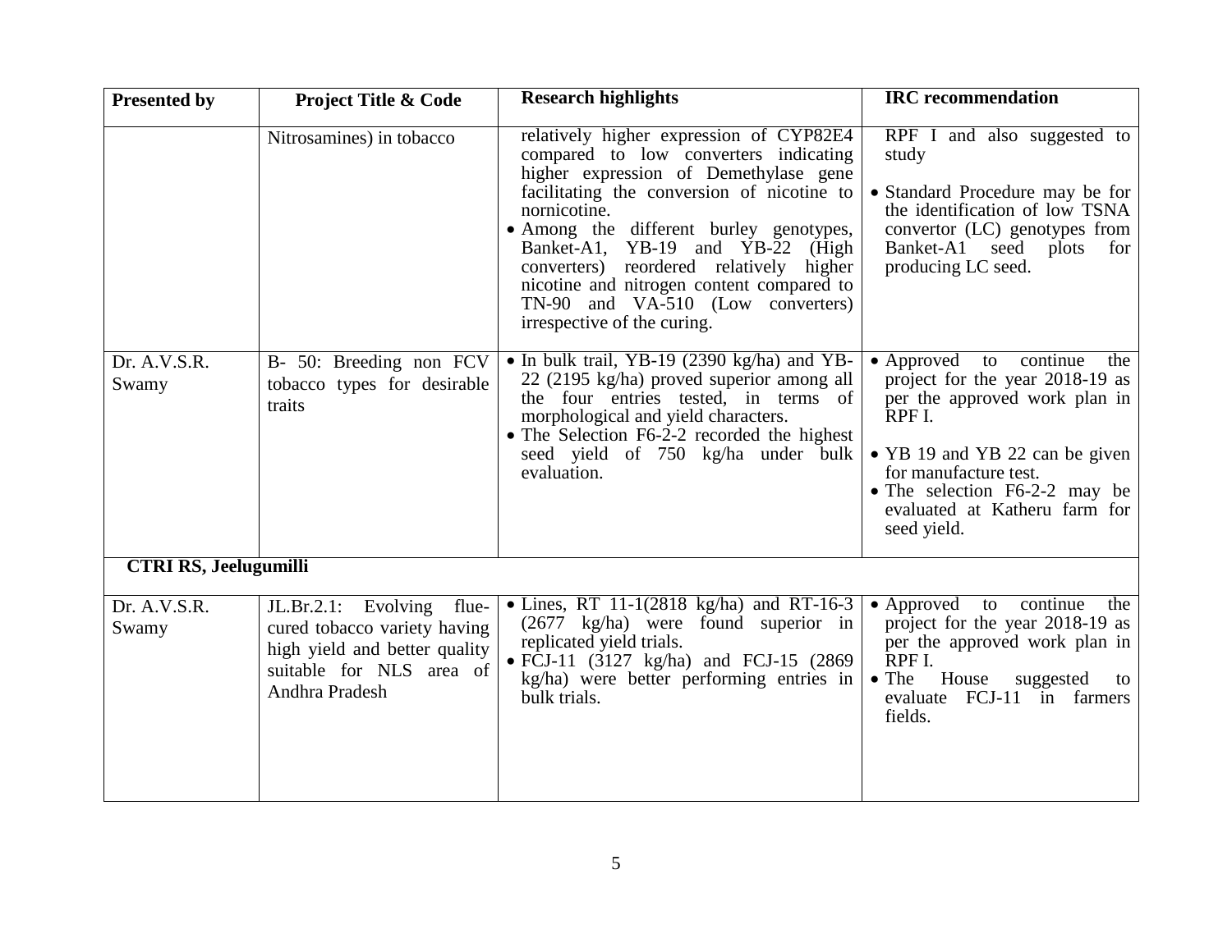| Presented by | Project Title & Code | Research highlights | IRC recommendation |
|---|---|---|---|
| | Nitrosamines) in tobacco | relatively higher expression of CYP82E4 compared to low converters indicating higher expression of Demethylase gene facilitating the conversion of nicotine to nornicotine.<br>• Among the different burley genotypes, Banket-A1, YB-19 and YB-22 (High converters) reordered relatively higher nicotine and nitrogen content compared to TN-90 and VA-510 (Low converters) irrespective of the curing. | RPF I and also suggested to study<br>• Standard Procedure may be for the identification of low TSNA convertor (LC) genotypes from Banket-A1 seed plots for producing LC seed. |
| Dr. A.V.S.R. Swamy | B- 50: Breeding non FCV tobacco types for desirable traits | • In bulk trail, YB-19 (2390 kg/ha) and YB-22 (2195 kg/ha) proved superior among all the four entries tested, in terms of morphological and yield characters.<br>• The Selection F6-2-2 recorded the highest seed yield of 750 kg/ha under bulk evaluation. | • Approved to continue the project for the year 2018-19 as per the approved work plan in RPF I.<br>• YB 19 and YB 22 can be given for manufacture test.<br>• The selection F6-2-2 may be evaluated at Katheru farm for seed yield. |
| **CTRI RS, Jeelugumilli** | | | |
| Dr. A.V.S.R. Swamy | JL.Br.2.1: Evolving flue-cured tobacco variety having high yield and better quality suitable for NLS area of Andhra Pradesh | • Lines, RT 11-1(2818 kg/ha) and RT-16-3 (2677 kg/ha) were found superior in replicated yield trials.<br>• FCJ-11 (3127 kg/ha) and FCJ-15 (2869 kg/ha) were better performing entries in bulk trials. | • Approved to continue the project for the year 2018-19 as per the approved work plan in RPF I.<br>• The House suggested to evaluate FCJ-11 in farmers fields. |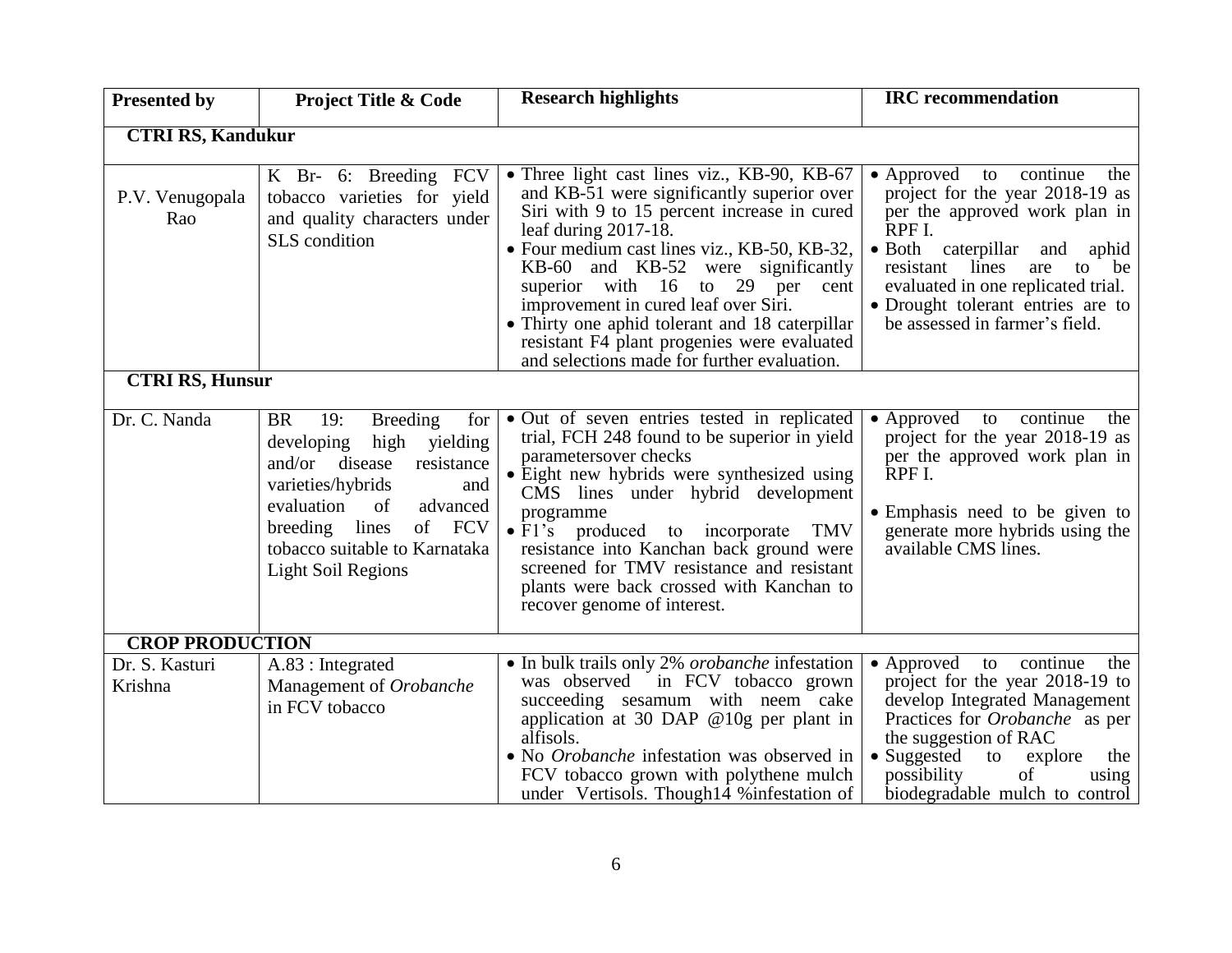| Presented by | Project Title & Code | Research highlights | IRC recommendation |
|---|---|---|---|
| **CTRI RS, Kandukur** | | | |
| P.V. Venugopala Rao | K Br- 6: Breeding FCV tobacco varieties for yield and quality characters under SLS condition | • Three light cast lines viz., KB-90, KB-67 and KB-51 were significantly superior over Siri with 9 to 15 percent increase in cured leaf during 2017-18.<br>• Four medium cast lines viz., KB-50, KB-32, KB-60 and KB-52 were significantly superior with 16 to 29 per cent improvement in cured leaf over Siri.<br>• Thirty one aphid tolerant and 18 caterpillar resistant F4 plant progenies were evaluated and selections made for further evaluation. | • Approved to continue the project for the year 2018-19 as per the approved work plan in RPF I.<br>• Both caterpillar and aphid resistant lines are to be evaluated in one replicated trial.<br>• Drought tolerant entries are to be assessed in farmer's field. |
| **CTRI RS, Hunsur** | | | |
| Dr. C. Nanda | BR 19: Breeding for developing high yielding and/or disease resistance varieties/hybrids and evaluation of advanced breeding lines of FCV tobacco suitable to Karnataka Light Soil Regions | • Out of seven entries tested in replicated trial, FCH 248 found to be superior in yield parametersover checks<br>• Eight new hybrids were synthesized using CMS lines under hybrid development programme<br>• F1's produced to incorporate TMV resistance into Kanchan back ground were screened for TMV resistance and resistant plants were back crossed with Kanchan to recover genome of interest. | • Approved to continue the project for the year 2018-19 as per the approved work plan in RPF I.<br>• Emphasis need to be given to generate more hybrids using the available CMS lines. |
| **CROP PRODUCTION** | | | |
| Dr. S. Kasturi Krishna | A.83 : Integrated Management of *Orobanche* in FCV tobacco | • In bulk trails only 2% *orobanche* infestation was observed in FCV tobacco grown succeeding sesamum with neem cake application at 30 DAP @10g per plant in alfisols.<br>• No *Orobanche* infestation was observed in FCV tobacco grown with polythene mulch under Vertisols. Though14 %infestation of | • Approved to continue the project for the year 2018-19 to develop Integrated Management Practices for *Orobanche* as per the suggestion of RAC<br>• Suggested to explore the possibility of using biodegradable mulch to control |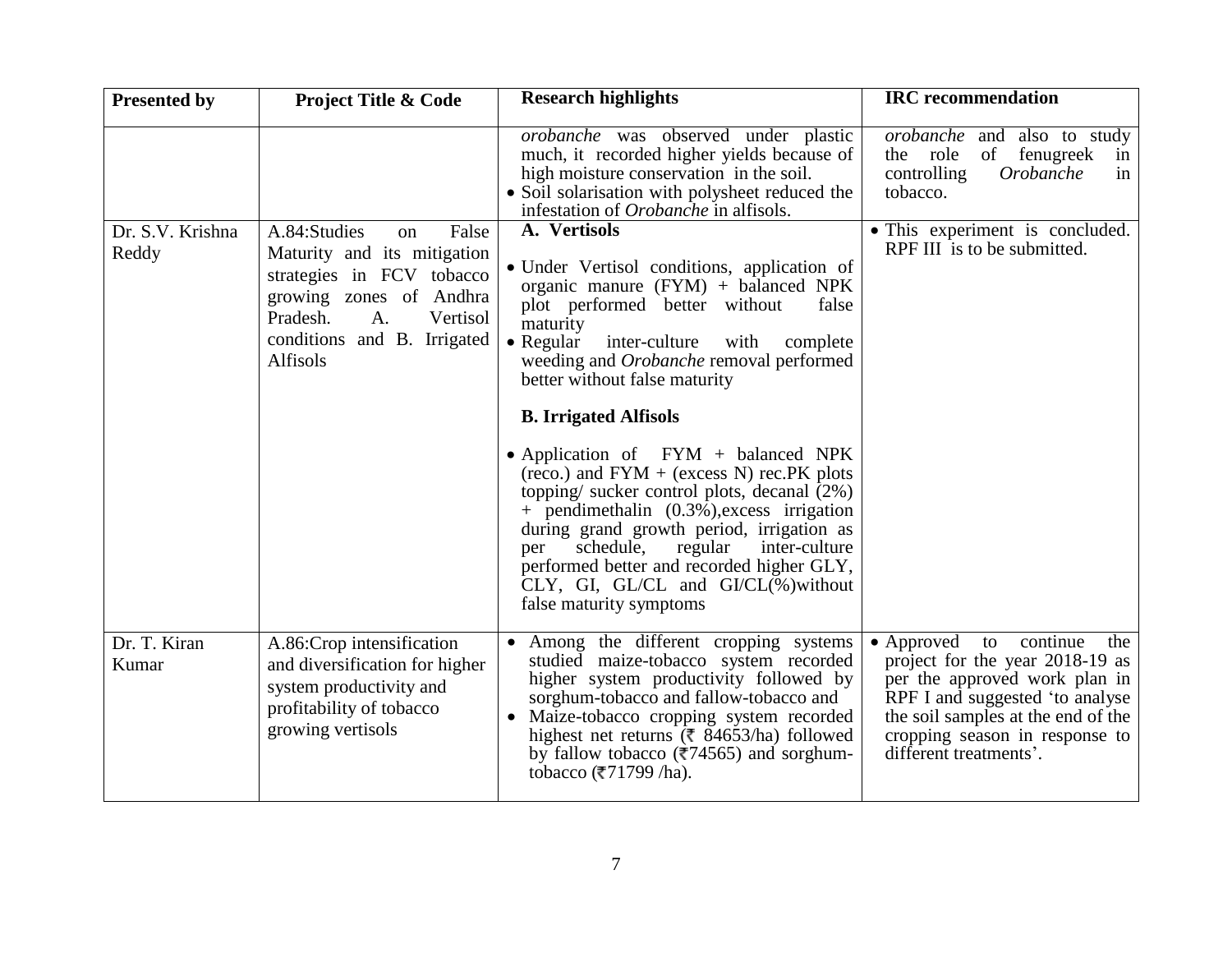| Presented by | Project Title & Code | Research highlights | IRC recommendation |
|---|---|---|---|
| | | *orobanche* was observed under plastic much, it recorded higher yields because of high moisture conservation in the soil.<br>• Soil solarisation with polysheet reduced the infestation of *Orobanche* in alfisols. | *orobanche* and also to study the role of fenugreek in controlling *Orobanche* in tobacco. |
| Dr. S.V. Krishna Reddy | A.84:Studies on False Maturity and its mitigation strategies in FCV tobacco growing zones of Andhra Pradesh. A. Vertisol conditions and B. Irrigated Alfisols | **A. Vertisols**<br>• Under Vertisol conditions, application of organic manure (FYM) + balanced NPK plot performed better without false maturity<br>• Regular inter-culture with complete weeding and *Orobanche* removal performed better without false maturity<br>**B. Irrigated Alfisols**<br>• Application of FYM + balanced NPK (reco.) and FYM + (excess N) rec.PK plots topping/ sucker control plots, decanal (2%) + pendimethalin (0.3%),excess irrigation during grand growth period, irrigation as per schedule, regular inter-culture performed better and recorded higher GLY, CLY, GI, GL/CL and GI/CL(%)without false maturity symptoms | • This experiment is concluded. RPF III is to be submitted. |
| Dr. T. Kiran Kumar | A.86:Crop intensification and diversification for higher system productivity and profitability of tobacco growing vertisols | • Among the different cropping systems studied maize-tobacco system recorded higher system productivity followed by sorghum-tobacco and fallow-tobacco and<br>• Maize-tobacco cropping system recorded highest net returns (₹ 84653/ha) followed by fallow tobacco (₹74565) and sorghum-tobacco (₹71799 /ha). | • Approved to continue the project for the year 2018-19 as per the approved work plan in RPF I and suggested 'to analyse the soil samples at the end of the cropping season in response to different treatments'. |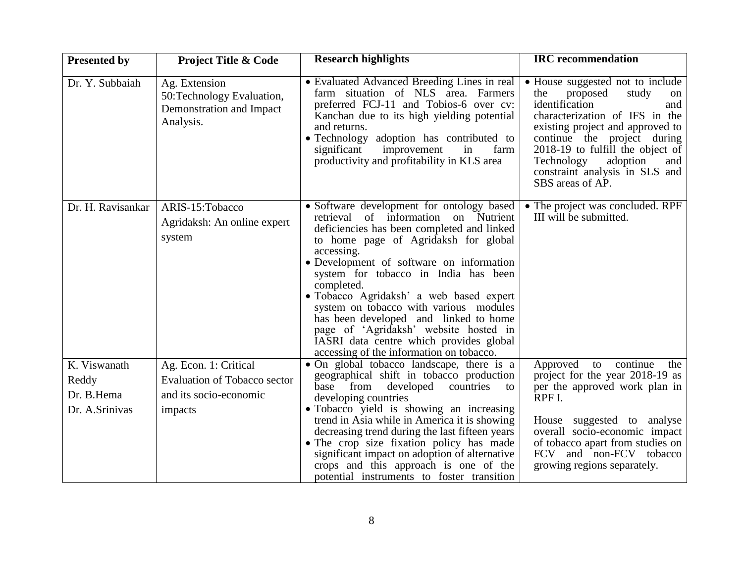| Presented by | Project Title & Code | Research highlights | IRC recommendation |
|---|---|---|---|
| Dr. Y. Subbaiah | Ag. Extension 50:Technology Evaluation, Demonstration and Impact Analysis. | • Evaluated Advanced Breeding Lines in real farm situation of NLS area. Farmers preferred FCJ-11 and Tobios-6 over cv: Kanchan due to its high yielding potential and returns.<br>• Technology adoption has contributed to significant improvement in farm productivity and profitability in KLS area | • House suggested not to include the proposed study on identification and characterization of IFS in the existing project and approved to continue the project during 2018-19 to fulfill the object of Technology adoption and constraint analysis in SLS and SBS areas of AP. |
| Dr. H. Ravisankar | ARIS-15:Tobacco Agridaksh: An online expert system | • Software development for ontology based retrieval of information on Nutrient deficiencies has been completed and linked to home page of Agridaksh for global accessing.<br>• Development of software on information system for tobacco in India has been completed.<br>• Tobacco Agridaksh' a web based expert system on tobacco with various modules has been developed and linked to home page of 'Agridaksh' website hosted in IASRI data centre which provides global accessing of the information on tobacco. | • The project was concluded. RPF III will be submitted. |
| K. Viswanath Reddy<br>Dr. B.Hema<br>Dr. A.Srinivas | Ag. Econ. 1: Critical Evaluation of Tobacco sector and its socio-economic impacts | • On global tobacco landscape, there is a geographical shift in tobacco production base from developed countries to developing countries<br>• Tobacco yield is showing an increasing trend in Asia while in America it is showing decreasing trend during the last fifteen years<br>• The crop size fixation policy has made significant impact on adoption of alternative crops and this approach is one of the potential instruments to foster transition | Approved to continue the project for the year 2018-19 as per the approved work plan in RPF I.<br><br>House suggested to analyse overall socio-economic impact of tobacco apart from studies on FCV and non-FCV tobacco growing regions separately. |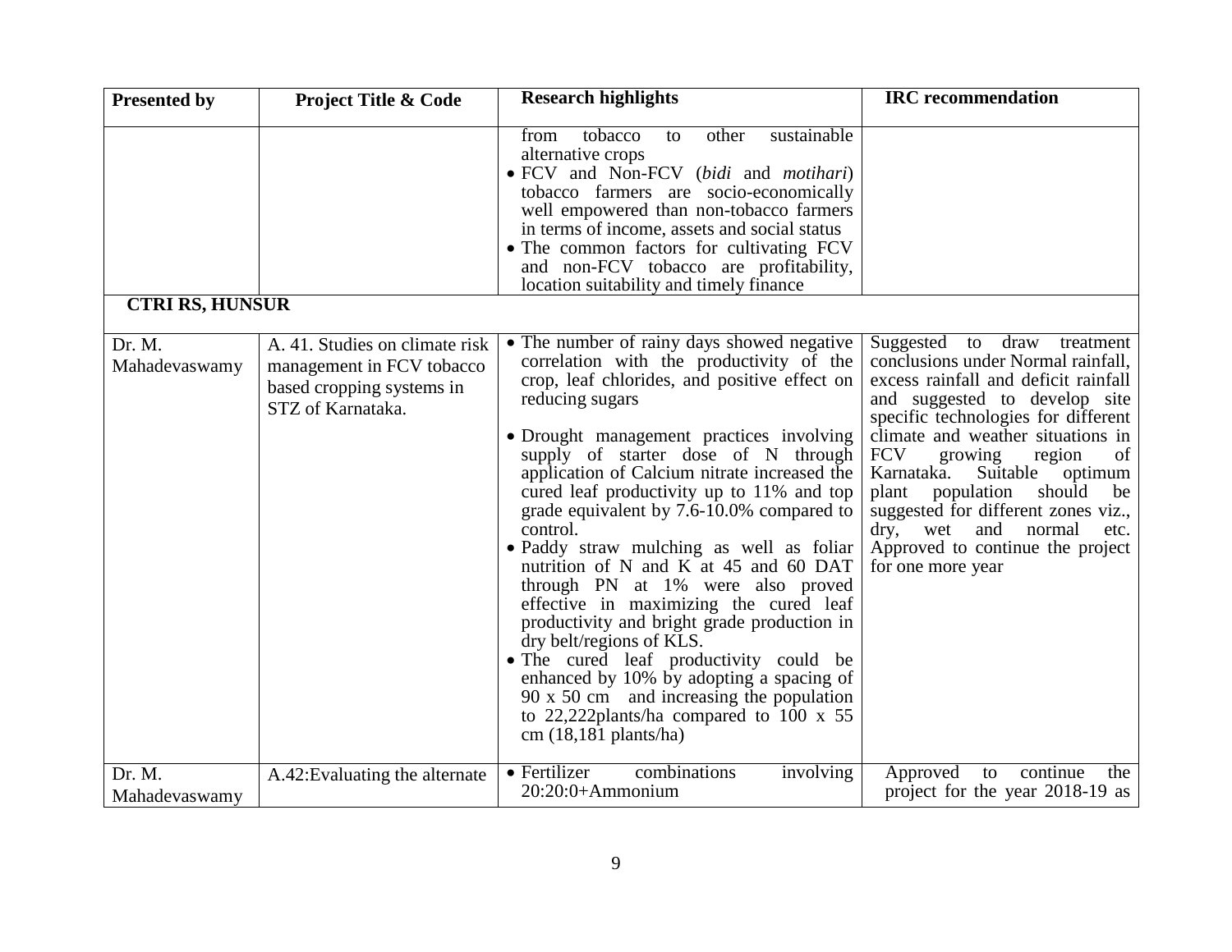| Presented by | Project Title & Code | Research highlights | IRC recommendation |
|---|---|---|---|
| | | from tobacco to other sustainable alternative crops<br>• FCV and Non-FCV (*bidi* and *motihari*) tobacco farmers are socio-economically well empowered than non-tobacco farmers in terms of income, assets and social status<br>• The common factors for cultivating FCV and non-FCV tobacco are profitability, location suitability and timely finance | |
| **CTRI RS, HUNSUR** | | | |
| Dr. M. Mahadevaswamy | A. 41. Studies on climate risk management in FCV tobacco based cropping systems in STZ of Karnataka. | • The number of rainy days showed negative correlation with the productivity of the crop, leaf chlorides, and positive effect on reducing sugars<br>• Drought management practices involving supply of starter dose of N through application of Calcium nitrate increased the cured leaf productivity up to 11% and top grade equivalent by 7.6-10.0% compared to control.<br>• Paddy straw mulching as well as foliar nutrition of N and K at 45 and 60 DAT through PN at 1% were also proved effective in maximizing the cured leaf productivity and bright grade production in dry belt/regions of KLS.<br>• The cured leaf productivity could be enhanced by 10% by adopting a spacing of 90 x 50 cm and increasing the population to 22,222plants/ha compared to 100 x 55 cm (18,181 plants/ha) | Suggested to draw treatment conclusions under Normal rainfall, excess rainfall and deficit rainfall and suggested to develop site specific technologies for different climate and weather situations in FCV growing region of Karnataka. Suitable optimum plant population should be suggested for different zones viz., dry, wet and normal etc. Approved to continue the project for one more year |
| Dr. M. Mahadevaswamy | A.42:Evaluating the alternate | • Fertilizer combinations involving 20:20:0+Ammonium | Approved to continue the project for the year 2018-19 as |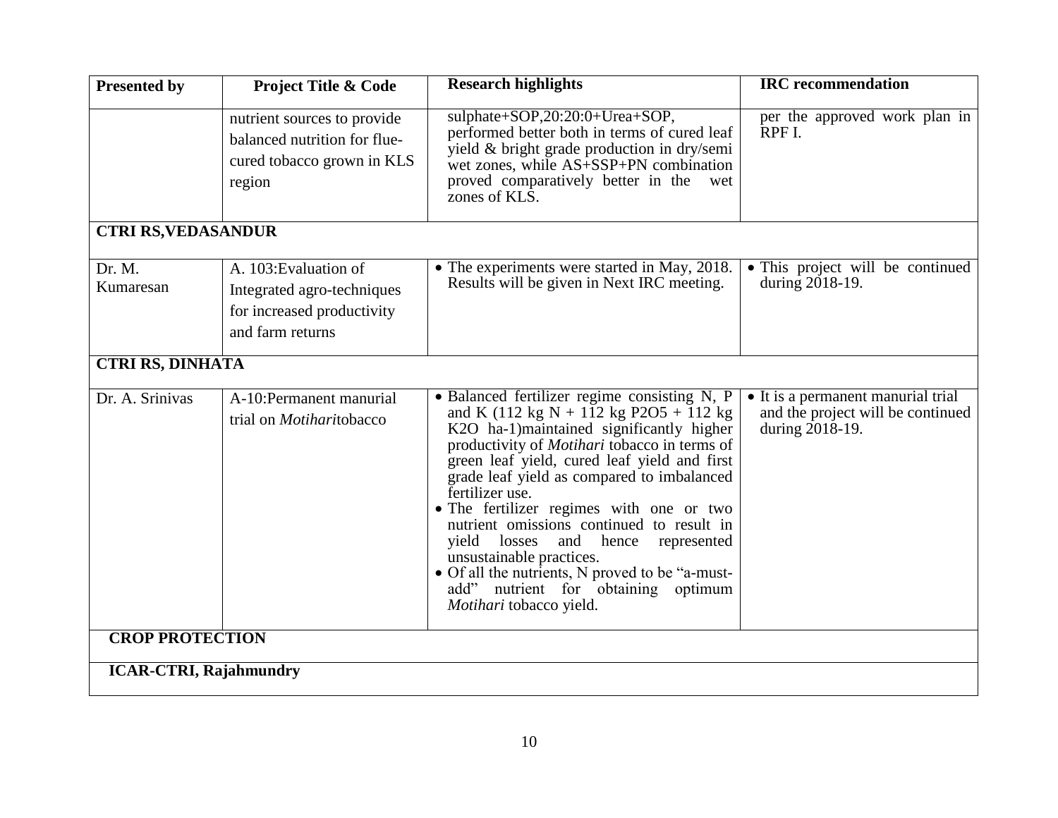| Presented by | Project Title & Code | Research highlights | IRC recommendation |
|---|---|---|---|
| | nutrient sources to provide balanced nutrition for flue-cured tobacco grown in KLS region | sulphate+SOP,20:20:0+Urea+SOP, performed better both in terms of cured leaf yield & bright grade production in dry/semi wet zones, while AS+SSP+PN combination proved comparatively better in the wet zones of KLS. | per the approved work plan in RPF I. |
| **CTRI RS,VEDASANDUR** | | | |
| Dr. M. Kumaresan | A. 103:Evaluation of Integrated agro-techniques for increased productivity and farm returns | • The experiments were started in May, 2018. Results will be given in Next IRC meeting. | • This project will be continued during 2018-19. |
| **CTRI RS, DINHATA** | | | |
| Dr. A. Srinivas | A-10:Permanent manurial trial on *Motihari*tobacco | • Balanced fertilizer regime consisting N, P and K (112 kg N + 112 kg $P_2O_5$ + 112 kg $K_2O$ $ha^{-1}$)maintained significantly higher productivity of *Motihari* tobacco in terms of green leaf yield, cured leaf yield and first grade leaf yield as compared to imbalanced fertilizer use.<br>• The fertilizer regimes with one or two nutrient omissions continued to result in yield losses and hence represented unsustainable practices.<br>• Of all the nutrients, N proved to be "a-must-add" nutrient for obtaining optimum *Motihari* tobacco yield. | • It is a permanent manurial trial and the project will be continued during 2018-19. |
| **CROP PROTECTION** | | | |
| **ICAR-CTRI, Rajahmundry** | | | |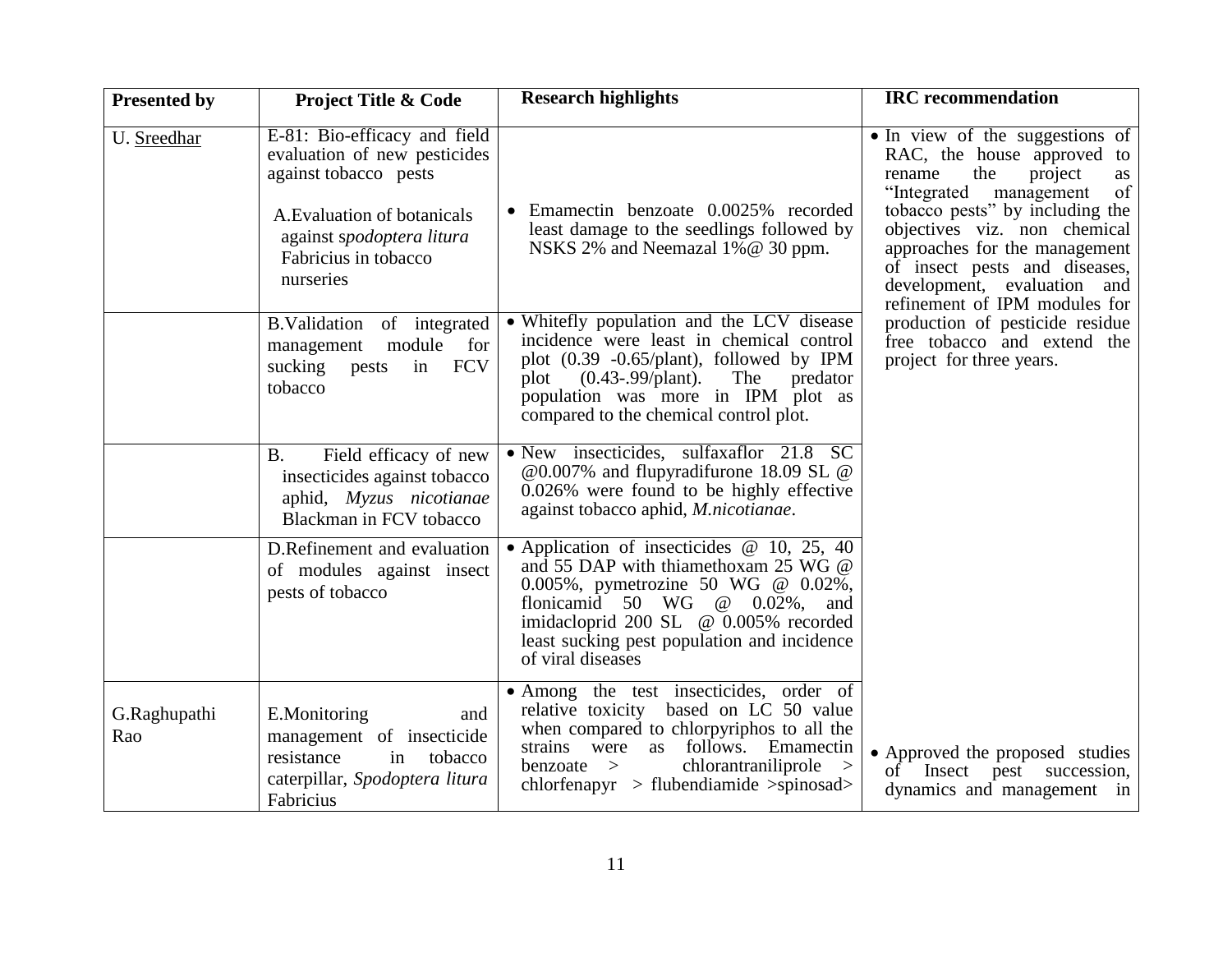| Presented by | Project Title & Code | Research highlights | IRC recommendation |
|---|---|---|---|
| U. Sreedhar | E-81: Bio-efficacy and field evaluation of new pesticides against tobacco pests<br><br>A.Evaluation of botanicals against *spodoptera litura* Fabricius in tobacco nurseries | • Emamectin benzoate 0.0025% recorded least damage to the seedlings followed by NSKS 2% and Neemazal 1%@ 30 ppm. | • In view of the suggestions of RAC, the house approved to rename the project as "Integrated management of tobacco pests" by including the objectives viz. non chemical approaches for the management of insect pests and diseases, development, evaluation and refinement of IPM modules for production of pesticide residue free tobacco and extend the project for three years. |
| | B.Validation of integrated management module for sucking pests in FCV tobacco | • Whitefly population and the LCV disease incidence were least in chemical control plot (0.39 -0.65/plant), followed by IPM plot (0.43-.99/plant). The predator population was more in IPM plot as compared to the chemical control plot. | |
| | B. Field efficacy of new insecticides against tobacco aphid, *Myzus nicotianae* Blackman in FCV tobacco | • New insecticides, sulfaxaflor 21.8 SC @0.007% and flupyradifurone 18.09 SL @ 0.026% were found to be highly effective against tobacco aphid, *M.nicotianae*. | |
| | D.Refinement and evaluation of modules against insect pests of tobacco | • Application of insecticides @ 10, 25, 40 and 55 DAP with thiamethoxam 25 WG @ 0.005%, pymetrozine 50 WG @ 0.02%, flonicamid 50 WG @ 0.02%, and imidacloprid 200 SL @ 0.005% recorded least sucking pest population and incidence of viral diseases | |
| G.Raghupathi Rao | E.Monitoring and management of insecticide resistance in tobacco caterpillar, *Spodoptera litura* Fabricius | • Among the test insecticides, order of relative toxicity based on LC 50 value when compared to chlorpyriphos to all the strains were as follows. Emamectin benzoate > chlorantraniliprole > chlorfenapyr > flubendiamide >spinosad> | • Approved the proposed studies of Insect pest succession, dynamics and management in |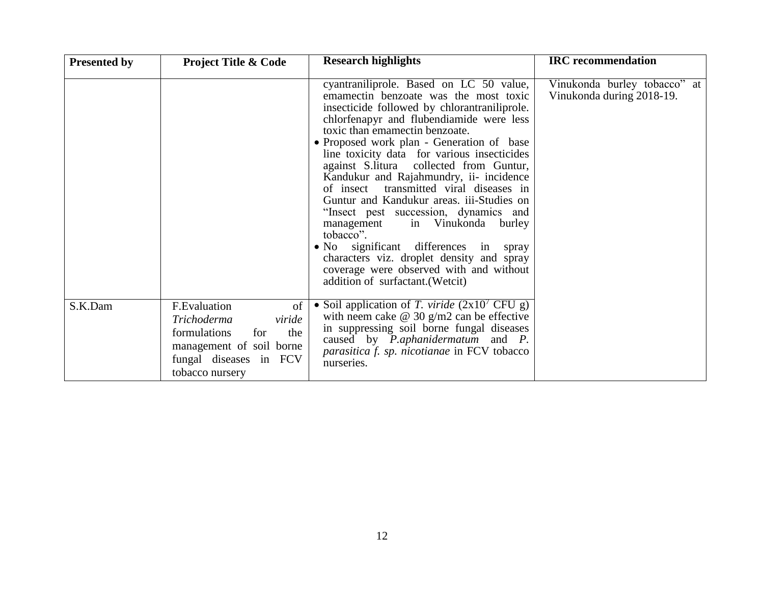| Presented by | Project Title & Code | Research highlights | IRC recommendation |
|---|---|---|---|
| | | cyantraniliprole. Based on LC 50 value, emamectin benzoate was the most toxic insecticide followed by chlorantraniliprole. chlorfenapyr and flubendiamide were less toxic than emamectin benzoate.<br>• Proposed work plan - Generation of base line toxicity data for various insecticides against S.litura collected from Guntur, Kandukur and Rajahmundry, ii- incidence of insect transmitted viral diseases in Guntur and Kandukur areas. iii-Studies on "Insect pest succession, dynamics and management in Vinukonda burley tobacco".<br>• No significant differences in spray characters viz. droplet density and spray coverage were observed with and without addition of surfactant.(Wetcit) | Vinukonda burley tobacco" at Vinukonda during 2018-19. |
| S.K.Dam | F.Evaluation of *Trichoderma viride* formulations for the management of soil borne fungal diseases in FCV tobacco nursery | • Soil application of *T. viride* ($2x10^7$ CFU g) with neem cake @ 30 g/m2 can be effective in suppressing soil borne fungal diseases caused by *P.aphanidermatum* and *P. parasitica f. sp. nicotianae* in FCV tobacco nurseries. | |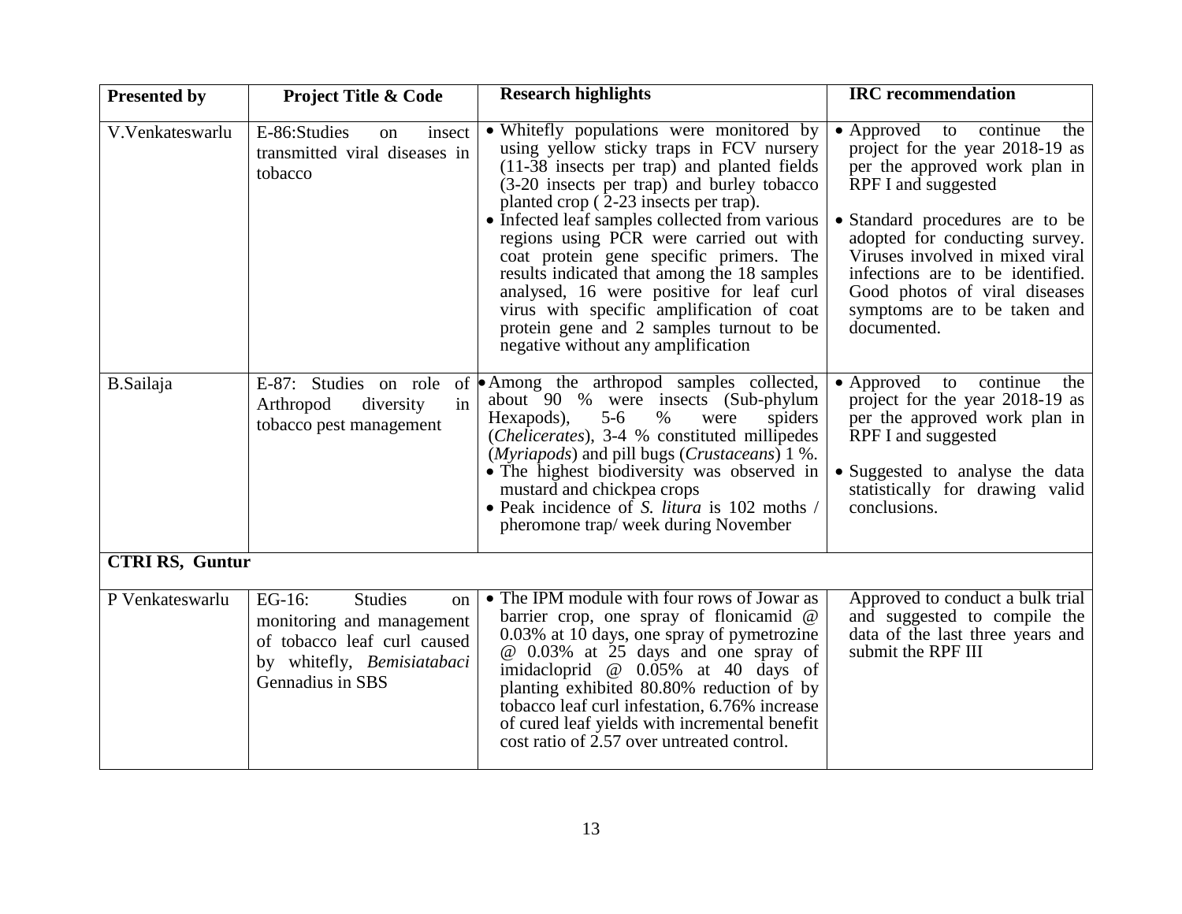| Presented by | Project Title & Code | Research highlights | IRC recommendation |
|---|---|---|---|
| V.Venkateswarlu | E-86:Studies on insect transmitted viral diseases in tobacco | • Whitefly populations were monitored by using yellow sticky traps in FCV nursery (11-38 insects per trap) and planted fields (3-20 insects per trap) and burley tobacco planted crop ( 2-23 insects per trap).<br>• Infected leaf samples collected from various regions using PCR were carried out with coat protein gene specific primers. The results indicated that among the 18 samples analysed, 16 were positive for leaf curl virus with specific amplification of coat protein gene and 2 samples turnout to be negative without any amplification | • Approved to continue the project for the year 2018-19 as per the approved work plan in RPF I and suggested<br>• Standard procedures are to be adopted for conducting survey. Viruses involved in mixed viral infections are to be identified. Good photos of viral diseases symptoms are to be taken and documented. |
| B.Sailaja | E-87: Studies on role of Arthropod diversity in tobacco pest management | • Among the arthropod samples collected, about 90 % were insects (Sub-phylum Hexapods), 5-6 % were spiders (*Chelicerates*), 3-4 % constituted millipedes (*Myriapods*) and pill bugs (*Crustaceans*) 1 %.<br>• The highest biodiversity was observed in mustard and chickpea crops<br>• Peak incidence of *S. litura* is 102 moths / pheromone trap/ week during November | • Approved to continue the project for the year 2018-19 as per the approved work plan in RPF I and suggested<br>• Suggested to analyse the data statistically for drawing valid conclusions. |
| **CTRI RS, Guntur** | | | |
| P Venkateswarlu | EG-16: Studies on monitoring and management of tobacco leaf curl caused by whitefly, *Bemisiatabaci* Gennadius in SBS | • The IPM module with four rows of Jowar as barrier crop, one spray of flonicamid @ 0.03% at 10 days, one spray of pymetrozine @ 0.03% at 25 days and one spray of imidacloprid @ 0.05% at 40 days of planting exhibited 80.80% reduction of by tobacco leaf curl infestation, 6.76% increase of cured leaf yields with incremental benefit cost ratio of 2.57 over untreated control. | Approved to conduct a bulk trial and suggested to compile the data of the last three years and submit the RPF III |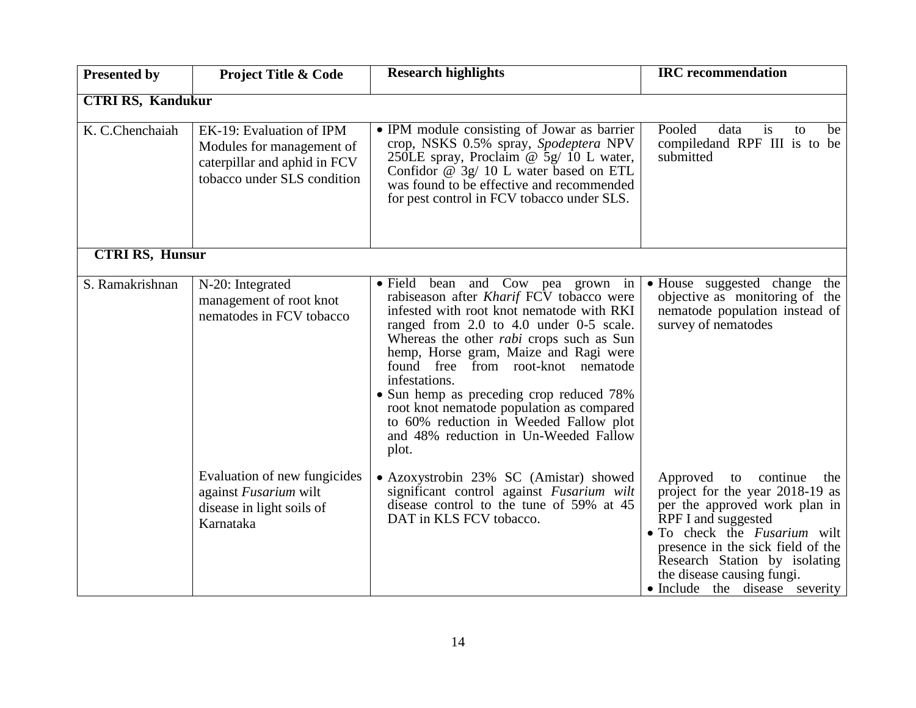| Presented by | Project Title & Code | Research highlights | IRC recommendation |
|---|---|---|---|
| **CTRI RS, Kandukur** | | | |
| K. C.Chenchaiah | EK-19: Evaluation of IPM Modules for management of caterpillar and aphid in FCV tobacco under SLS condition | • IPM module consisting of Jowar as barrier crop, NSKS 0.5% spray, *Spodeptera* NPV 250LE spray, Proclaim @ 5g/ 10 L water, Confidor @ 3g/ 10 L water based on ETL was found to be effective and recommended for pest control in FCV tobacco under SLS. | Pooled data is to be compiledand RPF III is to be submitted |
| **CTRI RS, Hunsur** | | | |
| S. Ramakrishnan | N-20: Integrated management of root knot nematodes in FCV tobacco | • Field bean and Cow pea grown in rabiseason after *Kharif* FCV tobacco were infested with root knot nematode with RKI ranged from 2.0 to 4.0 under 0-5 scale. Whereas the other *rabi* crops such as Sun hemp, Horse gram, Maize and Ragi were found free from root-knot nematode infestations.<br>• Sun hemp as preceding crop reduced 78% root knot nematode population as compared to 60% reduction in Weeded Fallow plot and 48% reduction in Un-Weeded Fallow plot. | • House suggested change the objective as monitoring of the nematode population instead of survey of nematodes |
| | Evaluation of new fungicides against *Fusarium* wilt disease in light soils of Karnataka | • Azoxystrobin 23% SC (Amistar) showed significant control against *Fusarium wilt* disease control to the tune of 59% at 45 DAT in KLS FCV tobacco. | Approved to continue the project for the year 2018-19 as per the approved work plan in RPF I and suggested<br>• To check the *Fusarium* wilt presence in the sick field of the Research Station by isolating the disease causing fungi.<br>• Include the disease severity |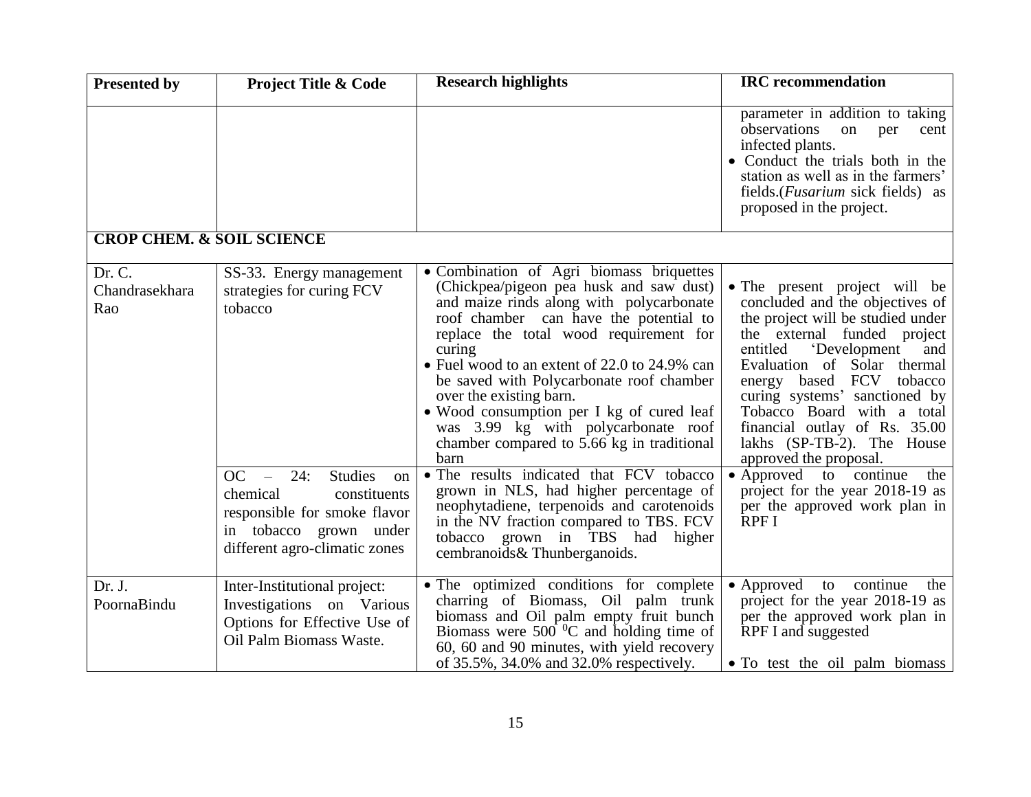| Presented by | Project Title & Code | Research highlights | IRC recommendation |
|---|---|---|---|
| | | | parameter in addition to taking observations on per cent infected plants.<br>• Conduct the trials both in the station as well as in the farmers' fields.(*Fusarium* sick fields) as proposed in the project. |
| **CROP CHEM. & SOIL SCIENCE** | | | |
| Dr. C. Chandrasekhara Rao | SS-33. Energy management strategies for curing FCV tobacco | • Combination of Agri biomass briquettes (Chickpea/pigeon pea husk and saw dust) and maize rinds along with polycarbonate roof chamber can have the potential to replace the total wood requirement for curing<br>• Fuel wood to an extent of 22.0 to 24.9% can be saved with Polycarbonate roof chamber over the existing barn.<br>• Wood consumption per I kg of cured leaf was 3.99 kg with polycarbonate roof chamber compared to 5.66 kg in traditional barn | • The present project will be concluded and the objectives of the project will be studied under the external funded project entitled 'Development and Evaluation of Solar thermal energy based FCV tobacco curing systems' sanctioned by Tobacco Board with a total financial outlay of Rs. 35.00 lakhs (SP-TB-2). The House approved the proposal. |
| | OC – 24: Studies on chemical constituents responsible for smoke flavor in tobacco grown under different agro-climatic zones | • The results indicated that FCV tobacco grown in NLS, had higher percentage of neophytadiene, terpenoids and carotenoids in the NV fraction compared to TBS. FCV tobacco grown in TBS had higher cembranoids& Thunberganoids. | • Approved to continue the project for the year 2018-19 as per the approved work plan in RPF I |
| Dr. J. PoornaBindu | Inter-Institutional project: Investigations on Various Options for Effective Use of Oil Palm Biomass Waste. | • The optimized conditions for complete charring of Biomass, Oil palm trunk biomass and Oil palm empty fruit bunch Biomass were 500 $^0$C and holding time of 60, 60 and 90 minutes, with yield recovery of 35.5%, 34.0% and 32.0% respectively. | • Approved to continue the project for the year 2018-19 as per the approved work plan in RPF I and suggested<br>• To test the oil palm biomass |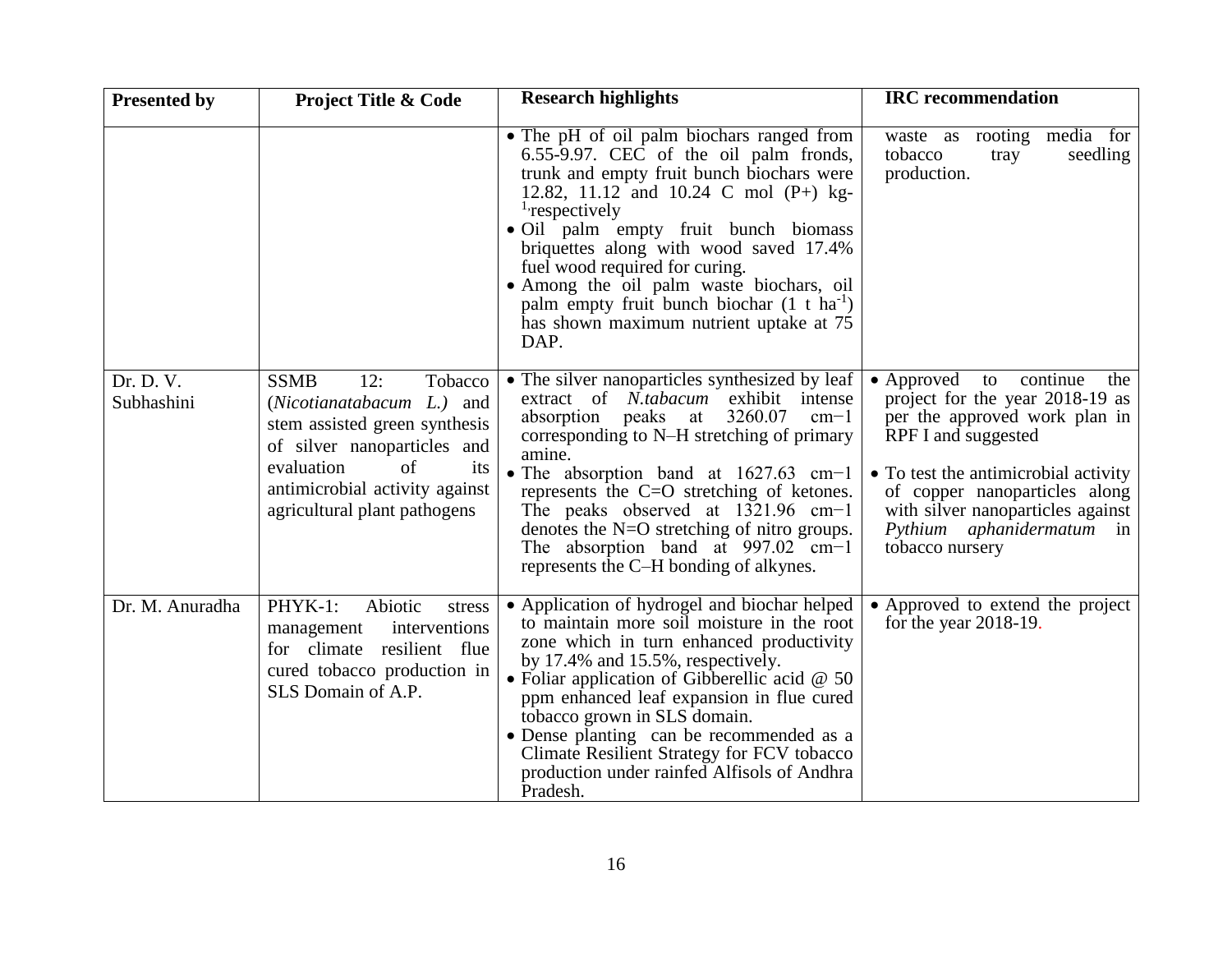| Presented by | Project Title & Code | Research highlights | IRC recommendation |
|---|---|---|---|
| | | • The pH of oil palm biochars ranged from 6.55-9.97. CEC of the oil palm fronds, trunk and empty fruit bunch biochars were 12.82, 11.12 and 10.24 C mol (P+) kg-$^{1}$,respectively<br>• Oil palm empty fruit bunch biomass briquettes along with wood saved 17.4% fuel wood required for curing.<br>• Among the oil palm waste biochars, oil palm empty fruit bunch biochar (1 t $ha^{-1}$) has shown maximum nutrient uptake at 75 DAP. | waste as rooting media for tobacco tray seedling production. |
| Dr. D. V. Subhashini | SSMB 12: Tobacco (*Nicotianatabacum L.)* and stem assisted green synthesis of silver nanoparticles and evaluation of its antimicrobial activity against agricultural plant pathogens | • The silver nanoparticles synthesized by leaf extract of *N.tabacum* exhibit intense absorption peaks at 3260.07 cm−1 corresponding to N–H stretching of primary amine.<br>• The absorption band at 1627.63 cm−1 represents the C=O stretching of ketones. The peaks observed at 1321.96 cm−1 denotes the N=O stretching of nitro groups. The absorption band at 997.02 cm−1 represents the C–H bonding of alkynes. | • Approved to continue the project for the year 2018-19 as per the approved work plan in RPF I and suggested<br>• To test the antimicrobial activity of copper nanoparticles along with silver nanoparticles against *Pythium aphanidermatum* in tobacco nursery |
| Dr. M. Anuradha | PHYK-1: Abiotic stress management interventions for climate resilient flue cured tobacco production in SLS Domain of A.P. | • Application of hydrogel and biochar helped to maintain more soil moisture in the root zone which in turn enhanced productivity by 17.4% and 15.5%, respectively.<br>• Foliar application of Gibberellic acid @ 50 ppm enhanced leaf expansion in flue cured tobacco grown in SLS domain.<br>• Dense planting can be recommended as a Climate Resilient Strategy for FCV tobacco production under rainfed Alfisols of Andhra Pradesh. | • Approved to extend the project for the year 2018-19. |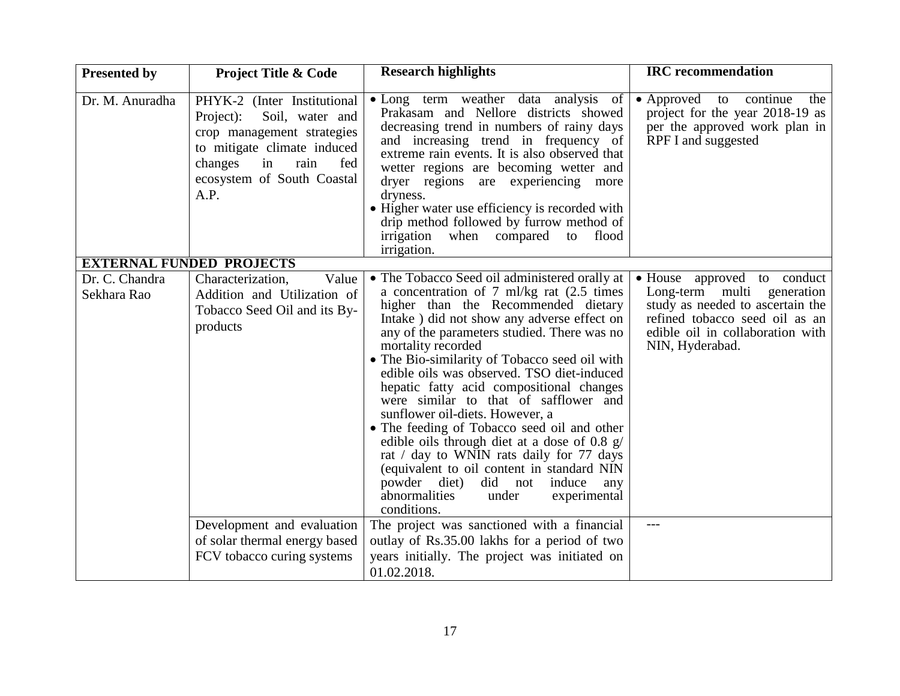| Presented by | Project Title & Code | Research highlights | IRC recommendation |
|---|---|---|---|
| Dr. M. Anuradha | PHYK-2 (Inter Institutional Project): Soil, water and crop management strategies to mitigate climate induced changes in rain fed ecosystem of South Coastal A.P. | • Long term weather data analysis of Prakasam and Nellore districts showed decreasing trend in numbers of rainy days and increasing trend in frequency of extreme rain events. It is also observed that wetter regions are becoming wetter and dryer regions are experiencing more dryness.<br>• Higher water use efficiency is recorded with drip method followed by furrow method of irrigation when compared to flood irrigation. | • Approved to continue the project for the year 2018-19 as per the approved work plan in RPF I and suggested |
| **EXTERNAL FUNDED PROJECTS** | | | |
| Dr. C. Chandra Sekhara Rao | Characterization, Value Addition and Utilization of Tobacco Seed Oil and its By-products | • The Tobacco Seed oil administered orally at a concentration of 7 ml/kg rat (2.5 times higher than the Recommended dietary Intake ) did not show any adverse effect on any of the parameters studied. There was no mortality recorded<br>• The Bio-similarity of Tobacco seed oil with edible oils was observed. TSO diet-induced hepatic fatty acid compositional changes were similar to that of safflower and sunflower oil-diets. However, a<br>• The feeding of Tobacco seed oil and other edible oils through diet at a dose of 0.8 g/ rat / day to WNIN rats daily for 77 days (equivalent to oil content in standard NIN powder diet) did not induce any abnormalities under experimental conditions. | • House approved to conduct Long-term multi generation study as needed to ascertain the refined tobacco seed oil as an edible oil in collaboration with NIN, Hyderabad. |
| | Development and evaluation of solar thermal energy based FCV tobacco curing systems | The project was sanctioned with a financial outlay of Rs.35.00 lakhs for a period of two years initially. The project was initiated on 01.02.2018. | --- |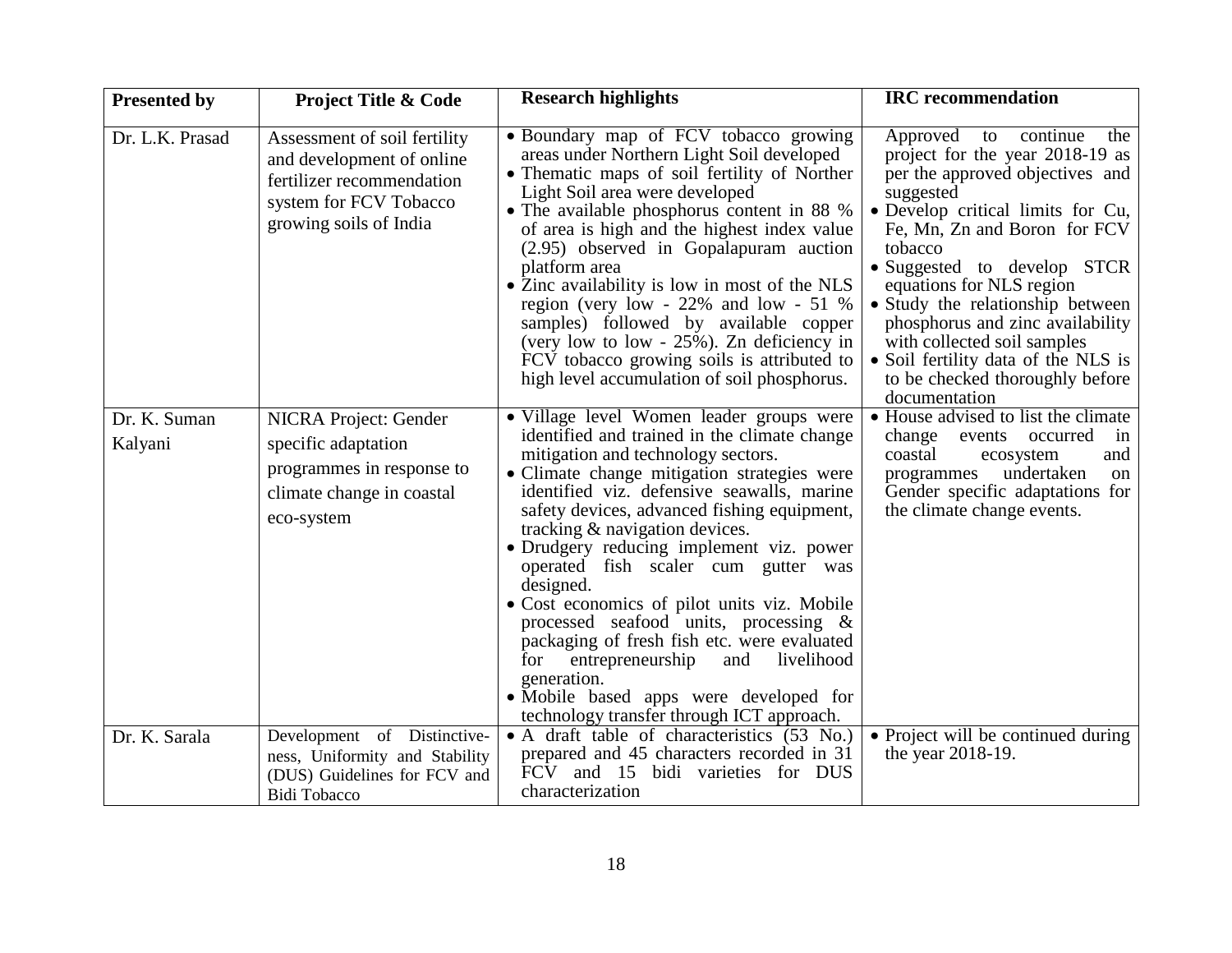| Presented by | Project Title & Code | Research highlights | IRC recommendation |
|---|---|---|---|
| Dr. L.K. Prasad | Assessment of soil fertility and development of online fertilizer recommendation system for FCV Tobacco growing soils of India | • Boundary map of FCV tobacco growing areas under Northern Light Soil developed<br>• Thematic maps of soil fertility of Norther Light Soil area were developed<br>• The available phosphorus content in 88 % of area is high and the highest index value (2.95) observed in Gopalapuram auction platform area<br>• Zinc availability is low in most of the NLS region (very low - 22% and low - 51 % samples) followed by available copper (very low to low - 25%). Zn deficiency in FCV tobacco growing soils is attributed to high level accumulation of soil phosphorus. | Approved to continue the project for the year 2018-19 as per the approved objectives and suggested<br>• Develop critical limits for Cu, Fe, Mn, Zn and Boron for FCV tobacco<br>• Suggested to develop STCR equations for NLS region<br>• Study the relationship between phosphorus and zinc availability with collected soil samples<br>• Soil fertility data of the NLS is to be checked thoroughly before documentation |
| Dr. K. Suman Kalyani | NICRA Project: Gender specific adaptation programmes in response to climate change in coastal eco-system | • Village level Women leader groups were identified and trained in the climate change mitigation and technology sectors.<br>• Climate change mitigation strategies were identified viz. defensive seawalls, marine safety devices, advanced fishing equipment, tracking & navigation devices.<br>• Drudgery reducing implement viz. power operated fish scaler cum gutter was designed.<br>• Cost economics of pilot units viz. Mobile processed seafood units, processing & packaging of fresh fish etc. were evaluated for entrepreneurship and livelihood generation.<br>• Mobile based apps were developed for technology transfer through ICT approach. | • House advised to list the climate change events occurred in coastal ecosystem and programmes undertaken on Gender specific adaptations for the climate change events. |
| Dr. K. Sarala | Development of Distinctive-ness, Uniformity and Stability (DUS) Guidelines for FCV and Bidi Tobacco | • A draft table of characteristics (53 No.) prepared and 45 characters recorded in 31 FCV and 15 bidi varieties for DUS characterization | • Project will be continued during the year 2018-19. |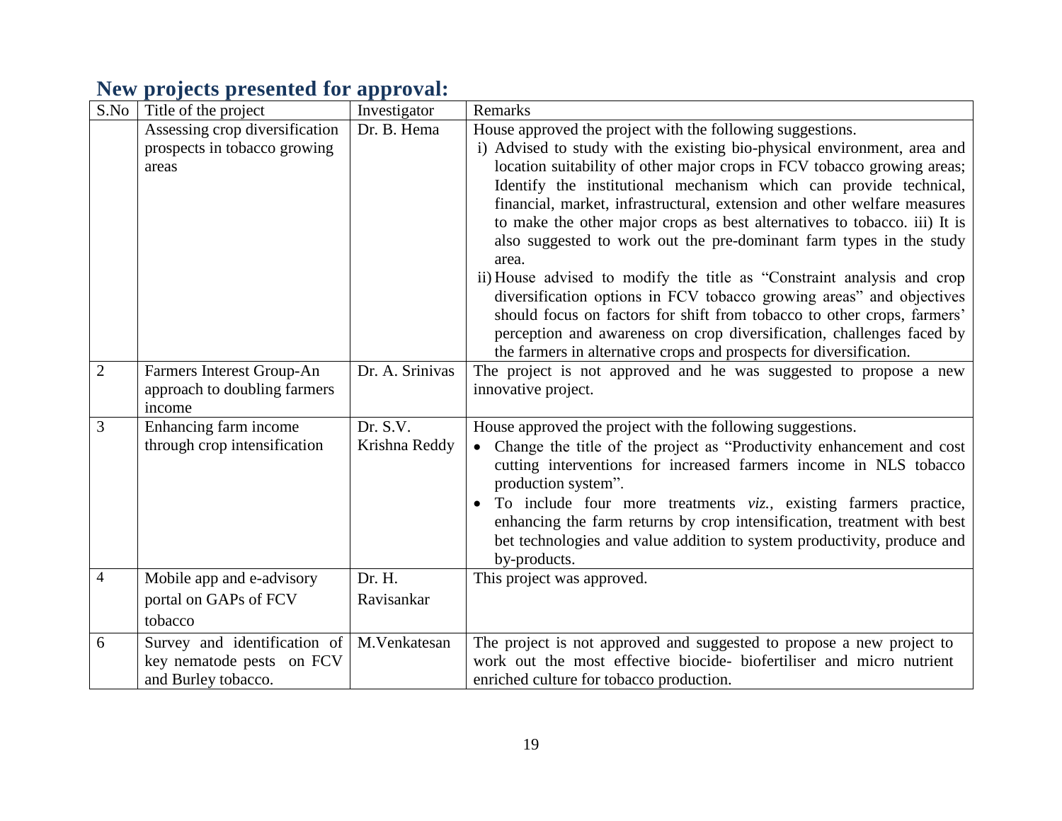## New projects presented for approval:

| S.No | Title of the project | Investigator | Remarks |
|---|---|---|---|
| | Assessing crop diversification prospects in tobacco growing areas | Dr. B. Hema | House approved the project with the following suggestions.<br>i) Advised to study with the existing bio-physical environment, area and location suitability of other major crops in FCV tobacco growing areas; Identify the institutional mechanism which can provide technical, financial, market, infrastructural, extension and other welfare measures to make the other major crops as best alternatives to tobacco. iii) It is also suggested to work out the pre-dominant farm types in the study area.<br>ii) House advised to modify the title as "Constraint analysis and crop diversification options in FCV tobacco growing areas" and objectives should focus on factors for shift from tobacco to other crops, farmers' perception and awareness on crop diversification, challenges faced by the farmers in alternative crops and prospects for diversification. |
| 2 | Farmers Interest Group-An approach to doubling farmers income | Dr. A. Srinivas | The project is not approved and he was suggested to propose a new innovative project. |
| 3 | Enhancing farm income through crop intensification | Dr. S.V. Krishna Reddy | House approved the project with the following suggestions.<br>• Change the title of the project as "Productivity enhancement and cost cutting interventions for increased farmers income in NLS tobacco production system".<br>• To include four more treatments *viz.*, existing farmers practice, enhancing the farm returns by crop intensification, treatment with best bet technologies and value addition to system productivity, produce and by-products. |
| 4 | Mobile app and e-advisory portal on GAPs of FCV tobacco | Dr. H. Ravisankar | This project was approved. |
| 6 | Survey and identification of key nematode pests on FCV and Burley tobacco. | M.Venkatesan | The project is not approved and suggested to propose a new project to work out the most effective biocide- biofertiliser and micro nutrient enriched culture for tobacco production. |